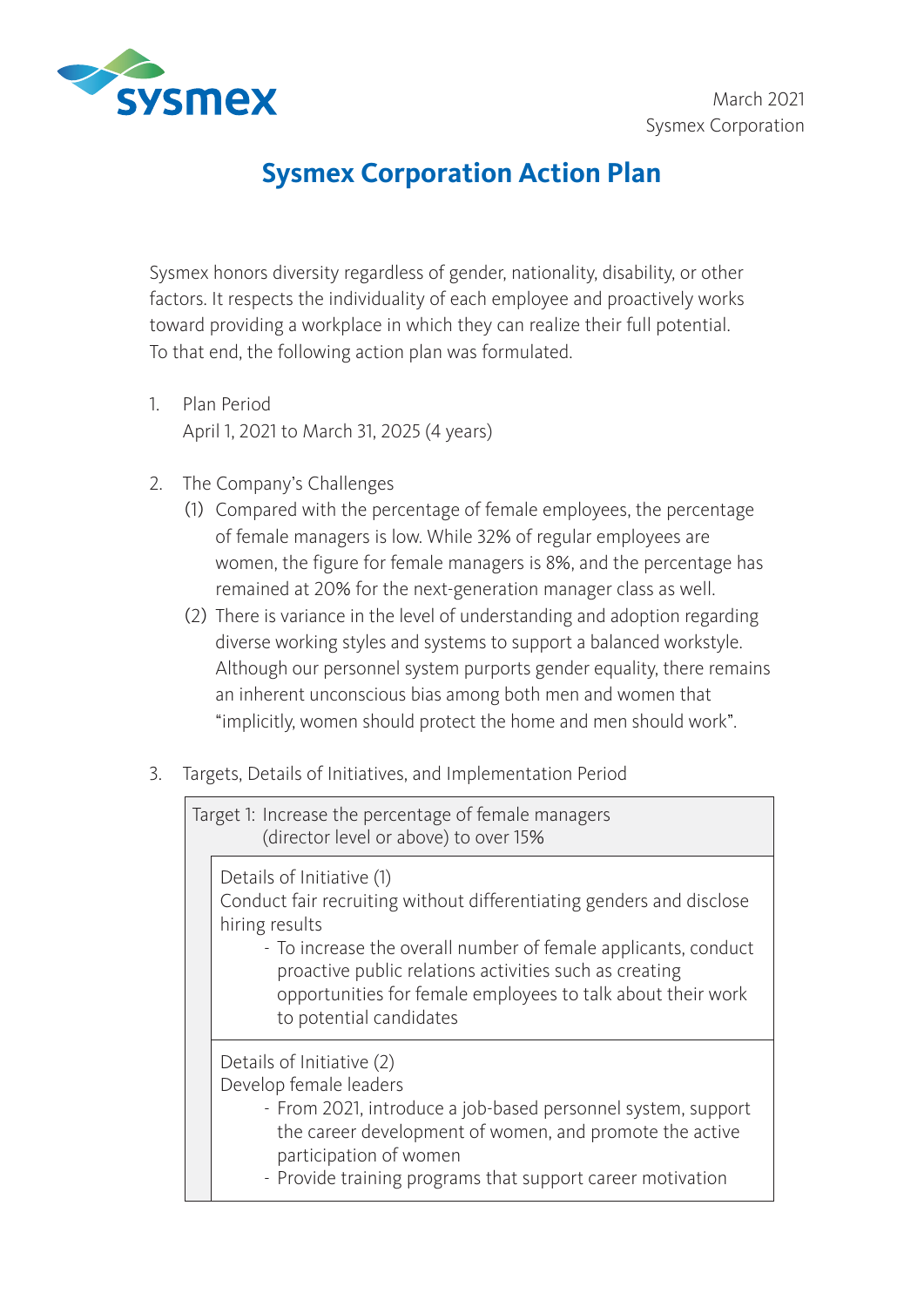March 2021
Sysmex Corporation

# Sysmex Corporation Action Plan

Sysmex honors diversity regardless of gender, nationality, disability, or other factors. It respects the individuality of each employee and proactively works toward providing a workplace in which they can realize their full potential. To that end, the following action plan was formulated.

1. Plan Period
   April 1, 2021 to March 31, 2025 (4 years)

2. The Company's Challenges
   (1) Compared with the percentage of female employees, the percentage of female managers is low. While 32% of regular employees are women, the figure for female managers is 8%, and the percentage has remained at 20% for the next-generation manager class as well.
   (2) There is variance in the level of understanding and adoption regarding diverse working styles and systems to support a balanced workstyle. Although our personnel system purports gender equality, there remains an inherent unconscious bias among both men and women that "implicitly, women should protect the home and men should work".

3. Targets, Details of Initiatives, and Implementation Period

**Target 1: Increase the percentage of female managers (director level or above) to over 15%**

Details of Initiative (1)
Conduct fair recruiting without differentiating genders and disclose hiring results

- To increase the overall number of female applicants, conduct proactive public relations activities such as creating opportunities for female employees to talk about their work to potential candidates

Details of Initiative (2)
Develop female leaders

- From 2021, introduce a job-based personnel system, support the career development of women, and promote the active participation of women
- Provide training programs that support career motivation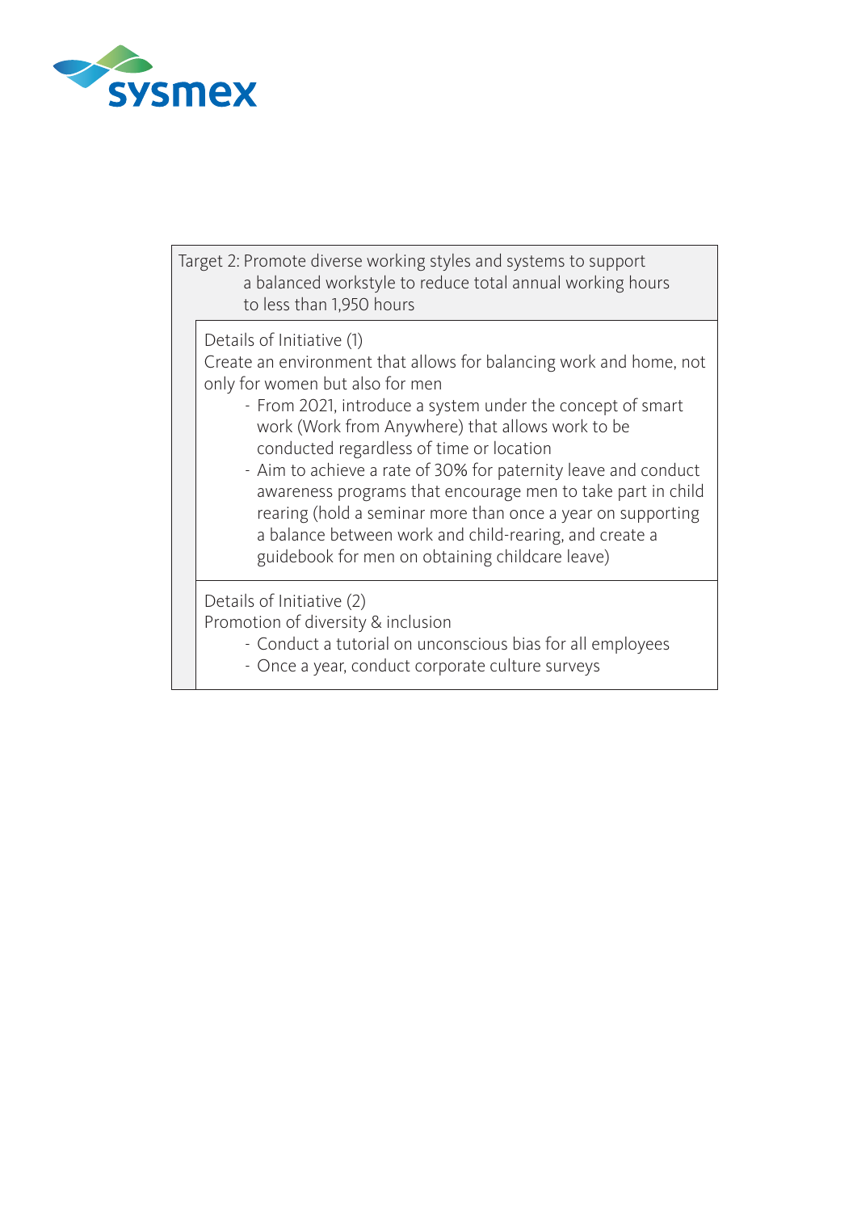Target 2: Promote diverse working styles and systems to support a balanced workstyle to reduce total annual working hours to less than 1,950 hours

Details of Initiative (1)

Create an environment that allows for balancing work and home, not only for women but also for men

- From 2021, introduce a system under the concept of smart work (Work from Anywhere) that allows work to be conducted regardless of time or location
- Aim to achieve a rate of 30% for paternity leave and conduct awareness programs that encourage men to take part in child rearing (hold a seminar more than once a year on supporting a balance between work and child-rearing, and create a guidebook for men on obtaining childcare leave)

Details of Initiative (2)

Promotion of diversity & inclusion

- Conduct a tutorial on unconscious bias for all employees
- Once a year, conduct corporate culture surveys